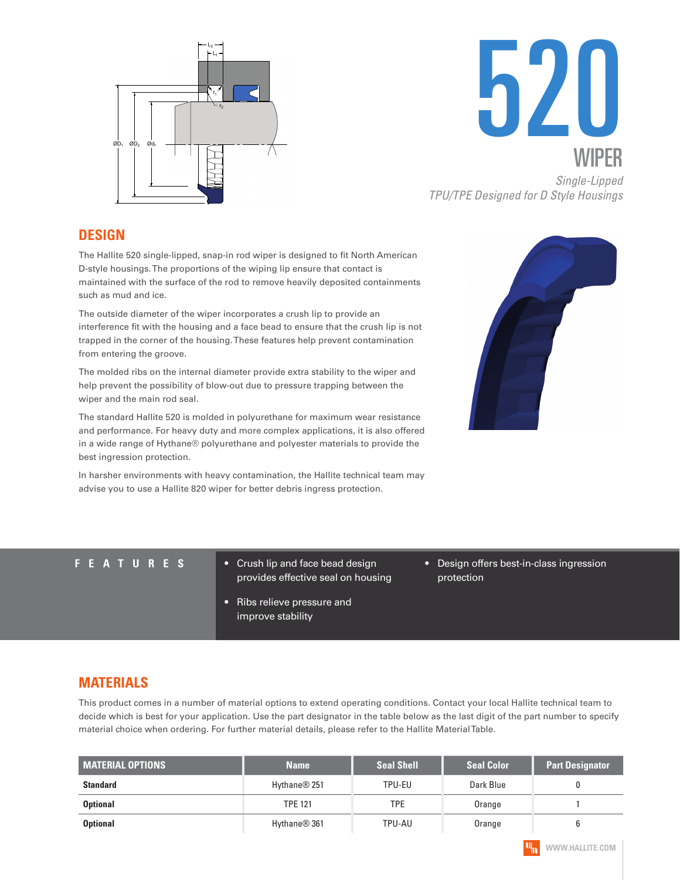# 520

## WIPER

*Single-Lipped*
*TPU/TPE Designed for D Style Housings*

## DESIGN

The Hallite 520 single-lipped, snap-in rod wiper is designed to fit North American D-style housings. The proportions of the wiping lip ensure that contact is maintained with the surface of the rod to remove heavily deposited containments such as mud and ice.

The outside diameter of the wiper incorporates a crush lip to provide an interference fit with the housing and a face bead to ensure that the crush lip is not trapped in the corner of the housing. These features help prevent contamination from entering the groove.

The molded ribs on the internal diameter provide extra stability to the wiper and help prevent the possibility of blow-out due to pressure trapping between the wiper and the main rod seal.

The standard Hallite 520 is molded in polyurethane for maximum wear resistance and performance. For heavy duty and more complex applications, it is also offered in a wide range of Hythane® polyurethane and polyester materials to provide the best ingression protection.

In harsher environments with heavy contamination, the Hallite technical team may advise you to use a Hallite 820 wiper for better debris ingress protection.

## FEATURES

- Crush lip and face bead design provides effective seal on housing
- Ribs relieve pressure and improve stability
- Design offers best-in-class ingression protection

## MATERIALS

This product comes in a number of material options to extend operating conditions. Contact your local Hallite technical team to decide which is best for your application. Use the part designator in the table below as the last digit of the part number to specify material choice when ordering. For further material details, please refer to the Hallite Material Table.

| MATERIAL OPTIONS | Name | Seal Shell | Seal Color | Part Designator |
|---|---|---|---|---|
| **Standard** | Hythane® 251 | TPU-EU | Dark Blue | 0 |
| **Optional** | TPE 121 | TPE | Orange | 1 |
| **Optional** | Hythane® 361 | TPU-AU | Orange | 6 |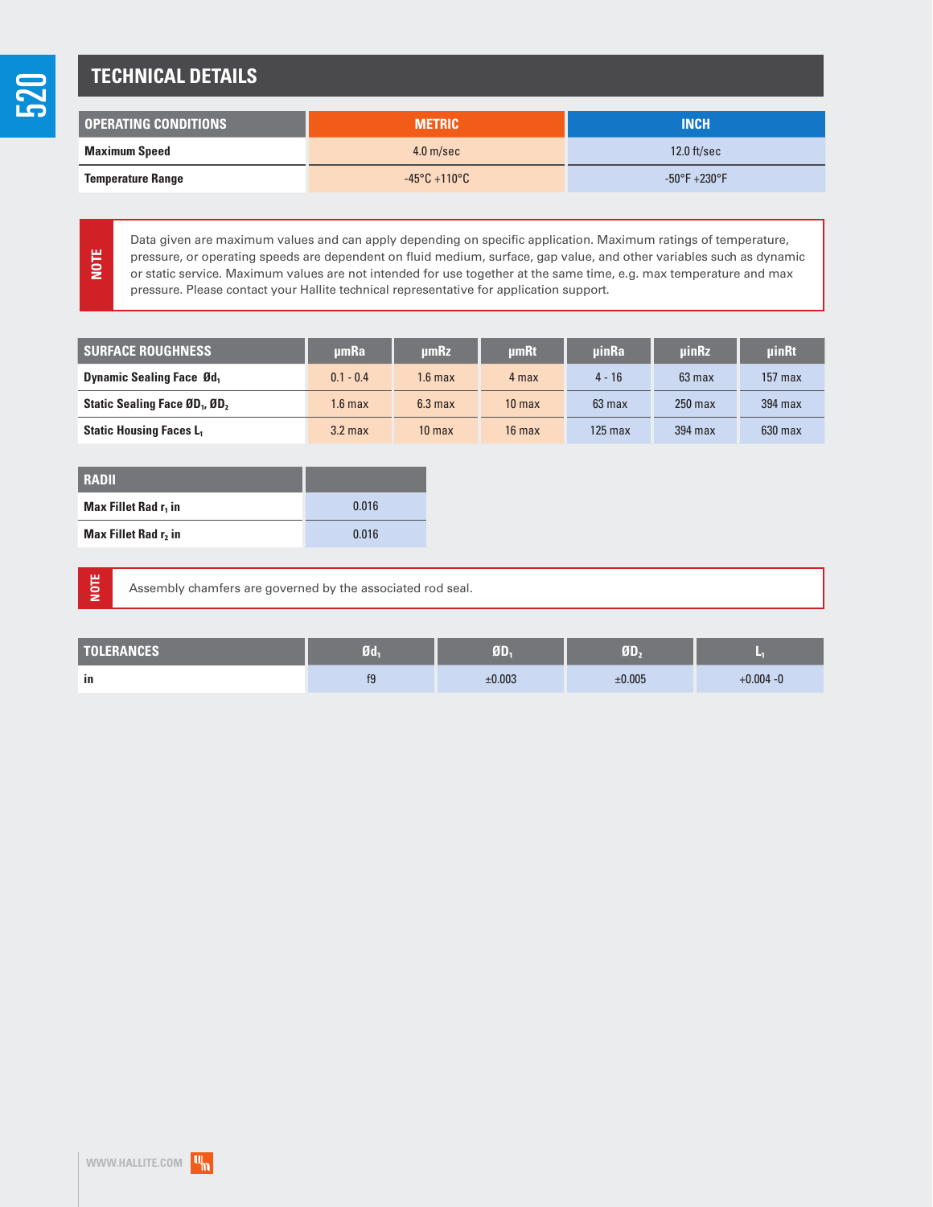## TECHNICAL DETAILS

| OPERATING CONDITIONS | METRIC | INCH |
|---|---|---|
| Maximum Speed | 4.0 m/sec | 12.0 ft/sec |
| Temperature Range | -45°C +110°C | -50°F +230°F |

**NOTE**

Data given are maximum values and can apply depending on specific application. Maximum ratings of temperature, pressure, or operating speeds are dependent on fluid medium, surface, gap value, and other variables such as dynamic or static service. Maximum values are not intended for use together at the same time, e.g. max temperature and max pressure. Please contact your Hallite technical representative for application support.

| SURFACE ROUGHNESS | µmRa | µmRz | µmRt | µinRa | µinRz | µinRt |
|---|---|---|---|---|---|---|
| Dynamic Sealing Face Ød$_1$ | 0.1 - 0.4 | 1.6 max | 4 max | 4 - 16 | 63 max | 157 max |
| Static Sealing Face ØD$_1$, ØD$_2$ | 1.6 max | 6.3 max | 10 max | 63 max | 250 max | 394 max |
| Static Housing Faces L$_1$ | 3.2 max | 10 max | 16 max | 125 max | 394 max | 630 max |

| RADII | |
|---|---|
| Max Fillet Rad r$_1$ in | 0.016 |
| Max Fillet Rad r$_2$ in | 0.016 |

**NOTE**

Assembly chamfers are governed by the associated rod seal.

| TOLERANCES | Ød$_1$ | ØD$_1$ | ØD$_2$ | L$_1$ |
|---|---|---|---|---|
| in | f9 | ±0.003 | ±0.005 | +0.004 -0 |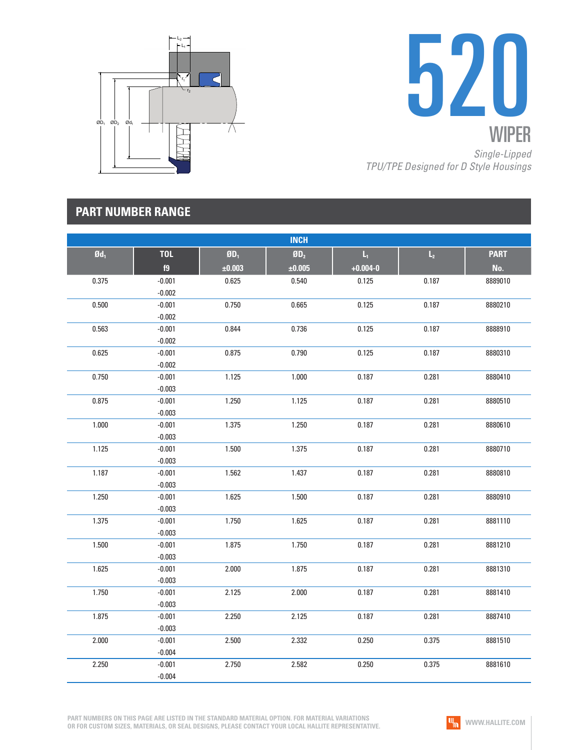# 520

## WIPER

*Single-Lipped*
*TPU/TPE Designed for D Style Housings*

## PART NUMBER RANGE

| INCH | | | | | | |
|---|---|---|---|---|---|---|
| $Ød_1$ | TOL f9 | $ØD_1$ ±0.003 | $ØD_2$ ±0.005 | $L_1$ +0.004-0 | $L_2$ | PART No. |
| 0.375 | -0.001 -0.002 | 0.625 | 0.540 | 0.125 | 0.187 | 8889010 |
| 0.500 | -0.001 -0.002 | 0.750 | 0.665 | 0.125 | 0.187 | 8880210 |
| 0.563 | -0.001 -0.002 | 0.844 | 0.736 | 0.125 | 0.187 | 8888910 |
| 0.625 | -0.001 -0.002 | 0.875 | 0.790 | 0.125 | 0.187 | 8880310 |
| 0.750 | -0.001 -0.003 | 1.125 | 1.000 | 0.187 | 0.281 | 8880410 |
| 0.875 | -0.001 -0.003 | 1.250 | 1.125 | 0.187 | 0.281 | 8880510 |
| 1.000 | -0.001 -0.003 | 1.375 | 1.250 | 0.187 | 0.281 | 8880610 |
| 1.125 | -0.001 -0.003 | 1.500 | 1.375 | 0.187 | 0.281 | 8880710 |
| 1.187 | -0.001 -0.003 | 1.562 | 1.437 | 0.187 | 0.281 | 8880810 |
| 1.250 | -0.001 -0.003 | 1.625 | 1.500 | 0.187 | 0.281 | 8880910 |
| 1.375 | -0.001 -0.003 | 1.750 | 1.625 | 0.187 | 0.281 | 8881110 |
| 1.500 | -0.001 -0.003 | 1.875 | 1.750 | 0.187 | 0.281 | 8881210 |
| 1.625 | -0.001 -0.003 | 2.000 | 1.875 | 0.187 | 0.281 | 8881310 |
| 1.750 | -0.001 -0.003 | 2.125 | 2.000 | 0.187 | 0.281 | 8881410 |
| 1.875 | -0.001 -0.003 | 2.250 | 2.125 | 0.187 | 0.281 | 8887410 |
| 2.000 | -0.001 -0.004 | 2.500 | 2.332 | 0.250 | 0.375 | 8881510 |
| 2.250 | -0.001 -0.004 | 2.750 | 2.582 | 0.250 | 0.375 | 8881610 |

PART NUMBERS ON THIS PAGE ARE LISTED IN THE STANDARD MATERIAL OPTION. FOR MATERIAL VARIATIONS OR FOR CUSTOM SIZES, MATERIALS, OR SEAL DESIGNS, PLEASE CONTACT YOUR LOCAL HALLITE REPRESENTATIVE.

WWW.HALLITE.COM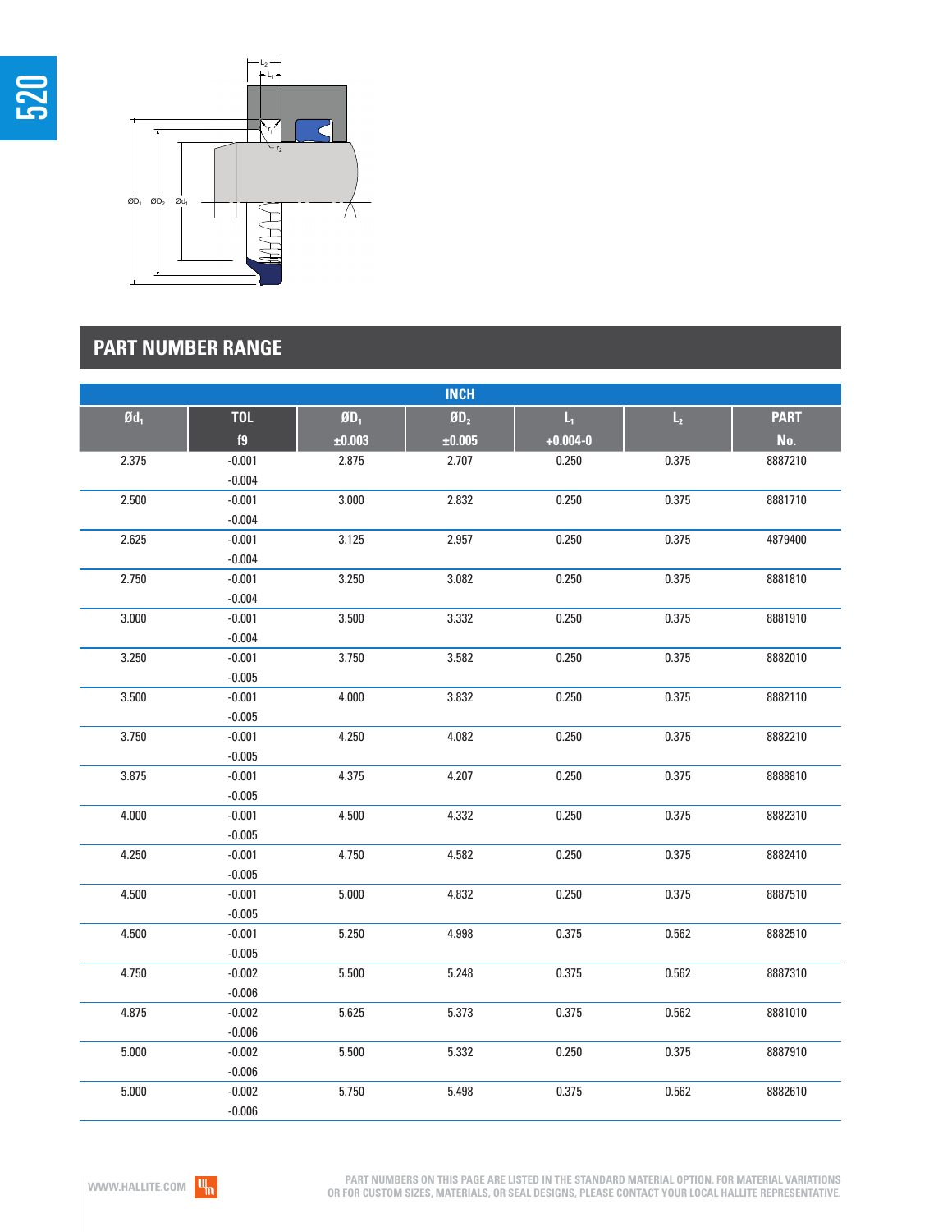## PART NUMBER RANGE

| INCH | | | | | | |
|---|---|---|---|---|---|---|
| $Ød_1$ | TOL f9 | $ØD_1$ ±0.003 | $ØD_2$ ±0.005 | $L_1$ +0.004-0 | $L_2$ | PART No. |
| 2.375 | -0.001 -0.004 | 2.875 | 2.707 | 0.250 | 0.375 | 8887210 |
| 2.500 | -0.001 -0.004 | 3.000 | 2.832 | 0.250 | 0.375 | 8881710 |
| 2.625 | -0.001 -0.004 | 3.125 | 2.957 | 0.250 | 0.375 | 4879400 |
| 2.750 | -0.001 -0.004 | 3.250 | 3.082 | 0.250 | 0.375 | 8881810 |
| 3.000 | -0.001 -0.004 | 3.500 | 3.332 | 0.250 | 0.375 | 8881910 |
| 3.250 | -0.001 -0.005 | 3.750 | 3.582 | 0.250 | 0.375 | 8882010 |
| 3.500 | -0.001 -0.005 | 4.000 | 3.832 | 0.250 | 0.375 | 8882110 |
| 3.750 | -0.001 -0.005 | 4.250 | 4.082 | 0.250 | 0.375 | 8882210 |
| 3.875 | -0.001 -0.005 | 4.375 | 4.207 | 0.250 | 0.375 | 8888810 |
| 4.000 | -0.001 -0.005 | 4.500 | 4.332 | 0.250 | 0.375 | 8882310 |
| 4.250 | -0.001 -0.005 | 4.750 | 4.582 | 0.250 | 0.375 | 8882410 |
| 4.500 | -0.001 -0.005 | 5.000 | 4.832 | 0.250 | 0.375 | 8887510 |
| 4.500 | -0.001 -0.005 | 5.250 | 4.998 | 0.375 | 0.562 | 8882510 |
| 4.750 | -0.002 -0.006 | 5.500 | 5.248 | 0.375 | 0.562 | 8887310 |
| 4.875 | -0.002 -0.006 | 5.625 | 5.373 | 0.375 | 0.562 | 8881010 |
| 5.000 | -0.002 -0.006 | 5.500 | 5.332 | 0.250 | 0.375 | 8887910 |
| 5.000 | -0.002 -0.006 | 5.750 | 5.498 | 0.375 | 0.562 | 8882610 |

WWW.HALLITE.COM

PART NUMBERS ON THIS PAGE ARE LISTED IN THE STANDARD MATERIAL OPTION. FOR MATERIAL VARIATIONS OR FOR CUSTOM SIZES, MATERIALS, OR SEAL DESIGNS, PLEASE CONTACT YOUR LOCAL HALLITE REPRESENTATIVE.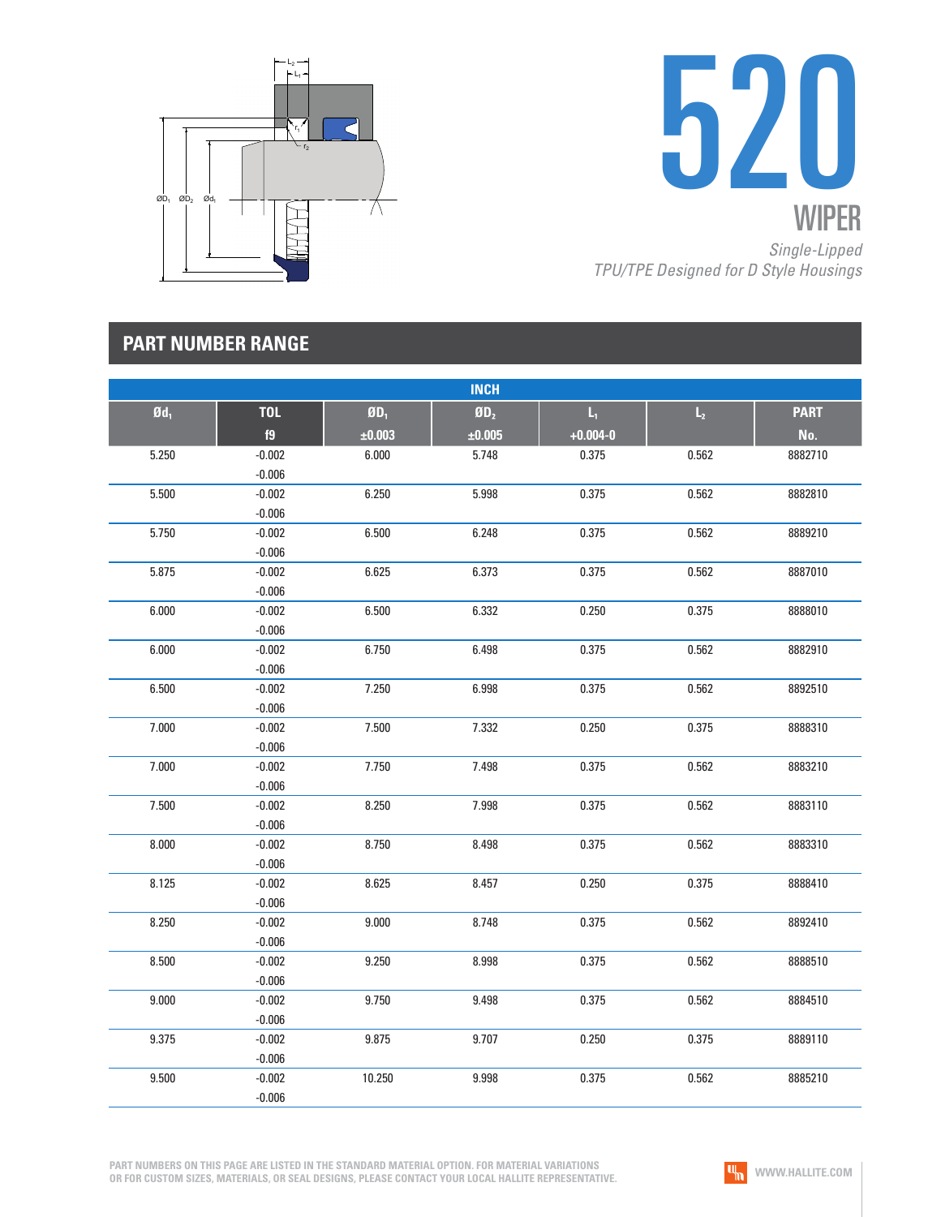# 520

## WIPER

*Single-Lipped*
*TPU/TPE Designed for D Style Housings*

## PART NUMBER RANGE

| INCH | | | | | | |
|---|---|---|---|---|---|---|
| $Ød_1$ | TOL f9 | $ØD_1$ ±0.003 | $ØD_2$ ±0.005 | $L_1$ +0.004-0 | $L_2$ | PART No. |
| 5.250 | -0.002 -0.006 | 6.000 | 5.748 | 0.375 | 0.562 | 8882710 |
| 5.500 | -0.002 -0.006 | 6.250 | 5.998 | 0.375 | 0.562 | 8882810 |
| 5.750 | -0.002 -0.006 | 6.500 | 6.248 | 0.375 | 0.562 | 8889210 |
| 5.875 | -0.002 -0.006 | 6.625 | 6.373 | 0.375 | 0.562 | 8887010 |
| 6.000 | -0.002 -0.006 | 6.500 | 6.332 | 0.250 | 0.375 | 8888010 |
| 6.000 | -0.002 -0.006 | 6.750 | 6.498 | 0.375 | 0.562 | 8882910 |
| 6.500 | -0.002 -0.006 | 7.250 | 6.998 | 0.375 | 0.562 | 8892510 |
| 7.000 | -0.002 -0.006 | 7.500 | 7.332 | 0.250 | 0.375 | 8888310 |
| 7.000 | -0.002 -0.006 | 7.750 | 7.498 | 0.375 | 0.562 | 8883210 |
| 7.500 | -0.002 -0.006 | 8.250 | 7.998 | 0.375 | 0.562 | 8883110 |
| 8.000 | -0.002 -0.006 | 8.750 | 8.498 | 0.375 | 0.562 | 8883310 |
| 8.125 | -0.002 -0.006 | 8.625 | 8.457 | 0.250 | 0.375 | 8888410 |
| 8.250 | -0.002 -0.006 | 9.000 | 8.748 | 0.375 | 0.562 | 8892410 |
| 8.500 | -0.002 -0.006 | 9.250 | 8.998 | 0.375 | 0.562 | 8888510 |
| 9.000 | -0.002 -0.006 | 9.750 | 9.498 | 0.375 | 0.562 | 8884510 |
| 9.375 | -0.002 -0.006 | 9.875 | 9.707 | 0.250 | 0.375 | 8889110 |
| 9.500 | -0.002 -0.006 | 10.250 | 9.998 | 0.375 | 0.562 | 8885210 |

PART NUMBERS ON THIS PAGE ARE LISTED IN THE STANDARD MATERIAL OPTION. FOR MATERIAL VARIATIONS OR FOR CUSTOM SIZES, MATERIALS, OR SEAL DESIGNS, PLEASE CONTACT YOUR LOCAL HALLITE REPRESENTATIVE.

WWW.HALLITE.COM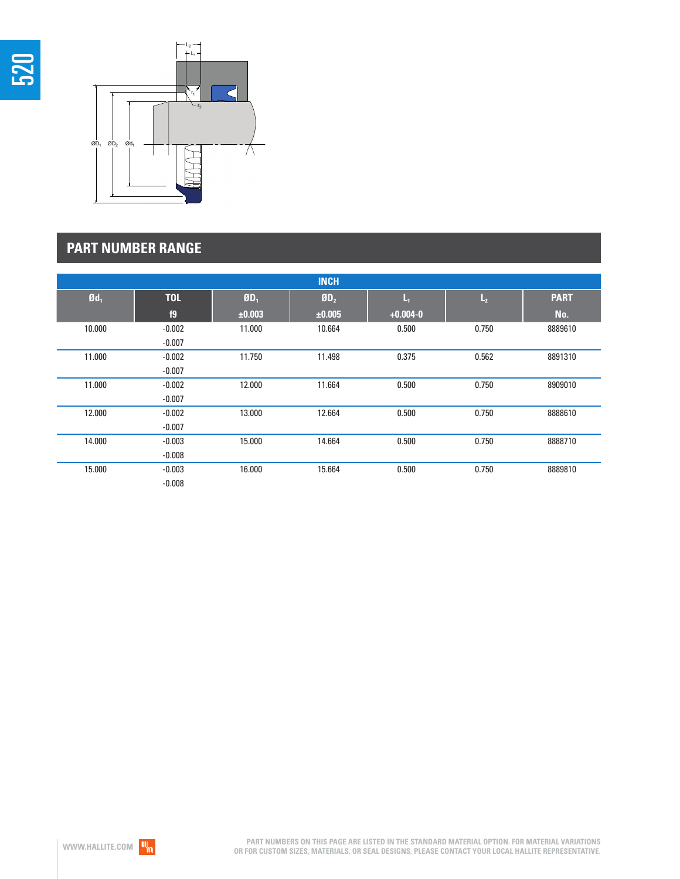## PART NUMBER RANGE

| INCH | | | | | | |
|---|---|---|---|---|---|---|
| $Ød_1$ | TOL f9 | $ØD_1$ ±0.003 | $ØD_2$ ±0.005 | $L_1$ +0.004-0 | $L_2$ | PART No. |
| 10.000 | -0.002 -0.007 | 11.000 | 10.664 | 0.500 | 0.750 | 8889610 |
| 11.000 | -0.002 -0.007 | 11.750 | 11.498 | 0.375 | 0.562 | 8891310 |
| 11.000 | -0.002 -0.007 | 12.000 | 11.664 | 0.500 | 0.750 | 8909010 |
| 12.000 | -0.002 -0.007 | 13.000 | 12.664 | 0.500 | 0.750 | 8888610 |
| 14.000 | -0.003 -0.008 | 15.000 | 14.664 | 0.500 | 0.750 | 8888710 |
| 15.000 | -0.003 -0.008 | 16.000 | 15.664 | 0.500 | 0.750 | 8889810 |

PART NUMBERS ON THIS PAGE ARE LISTED IN THE STANDARD MATERIAL OPTION. FOR MATERIAL VARIATIONS OR FOR CUSTOM SIZES, MATERIALS, OR SEAL DESIGNS, PLEASE CONTACT YOUR LOCAL HALLITE REPRESENTATIVE.